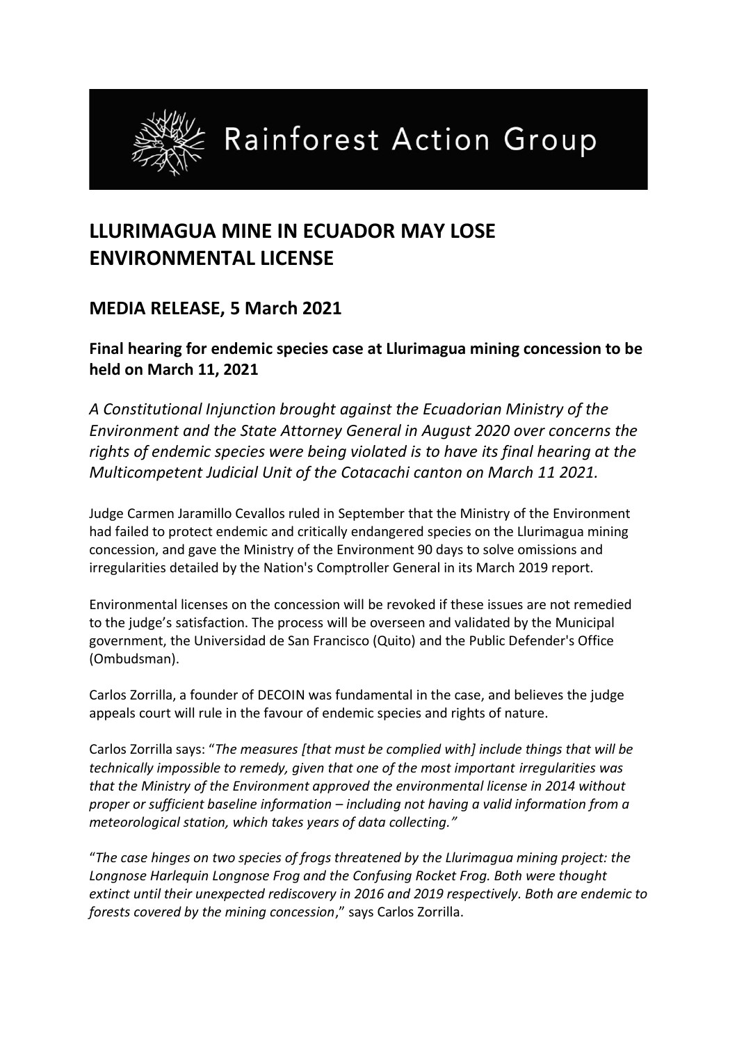# Rainforest Action Group

## LLURIMAGUA MINE IN ECUADOR MAY LOSE ENVIRONMENTAL LICENSE

## MEDIA RELEASE, 5 March 2021

### Final hearing for endemic species case at Llurimagua mining concession to be held on March 11, 2021

*A Constitutional Injunction brought against the Ecuadorian Ministry of the Environment and the State Attorney General in August 2020 over concerns the rights of endemic species were being violated is to have its final hearing at the Multicompetent Judicial Unit of the Cotacachi canton on March 11 2021.*

Judge Carmen Jaramillo Cevallos ruled in September that the Ministry of the Environment had failed to protect endemic and critically endangered species on the Llurimagua mining concession, and gave the Ministry of the Environment 90 days to solve omissions and irregularities detailed by the Nation's Comptroller General in its March 2019 report.

Environmental licenses on the concession will be revoked if these issues are not remedied to the judge's satisfaction. The process will be overseen and validated by the Municipal government, the Universidad de San Francisco (Quito) and the Public Defender's Office (Ombudsman).

Carlos Zorrilla, a founder of DECOIN was fundamental in the case, and believes the judge appeals court will rule in the favour of endemic species and rights of nature.

Carlos Zorrilla says: "*The measures [that must be complied with] include things that will be technically impossible to remedy, given that one of the most important irregularities was that the Ministry of the Environment approved the environmental license in 2014 without proper or sufficient baseline information – including not having a valid information from a meteorological station, which takes years of data collecting."*

"*The case hinges on two species of frogs threatened by the Llurimagua mining project: the Longnose Harlequin Longnose Frog and the Confusing Rocket Frog. Both were thought extinct until their unexpected rediscovery in 2016 and 2019 respectively. Both are endemic to forests covered by the mining concession*," says Carlos Zorrilla.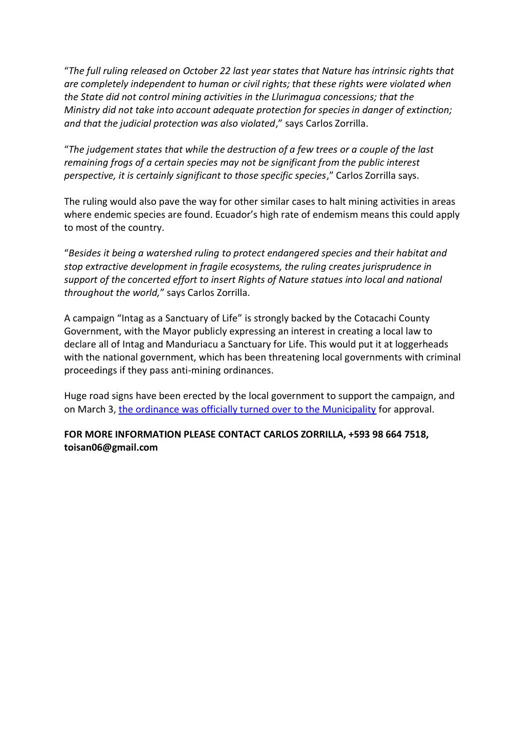"*The full ruling released on October 22 last year states that Nature has intrinsic rights that are completely independent to human or civil rights; that these rights were violated when the State did not control mining activities in the Llurimagua concessions; that the Ministry did not take into account adequate protection for species in danger of extinction; and that the judicial protection was also violated*," says Carlos Zorrilla.

"*The judgement states that while the destruction of a few trees or a couple of the last remaining frogs of a certain species may not be significant from the public interest perspective, it is certainly significant to those specific species*," Carlos Zorrilla says.

The ruling would also pave the way for other similar cases to halt mining activities in areas where endemic species are found. Ecuador's high rate of endemism means this could apply to most of the country.

"*Besides it being a watershed ruling to protect endangered species and their habitat and stop extractive development in fragile ecosystems, the ruling creates jurisprudence in support of the concerted effort to insert Rights of Nature statues into local and national throughout the world,*" says Carlos Zorrilla.

A campaign "Intag as a Sanctuary of Life" is strongly backed by the Cotacachi County Government, with the Mayor publicly expressing an interest in creating a local law to declare all of Intag and Manduriacu a Sanctuary for Life. This would put it at loggerheads with the national government, which has been threatening local governments with criminal proceedings if they pass anti-mining ordinances.

Huge road signs have been erected by the local government to support the campaign, and on March 3, [the ordinance was officially turned over to the Municipality]() for approval.

**FOR MORE INFORMATION PLEASE CONTACT CARLOS ZORRILLA, +593 98 664 7518, toisan06@gmail.com**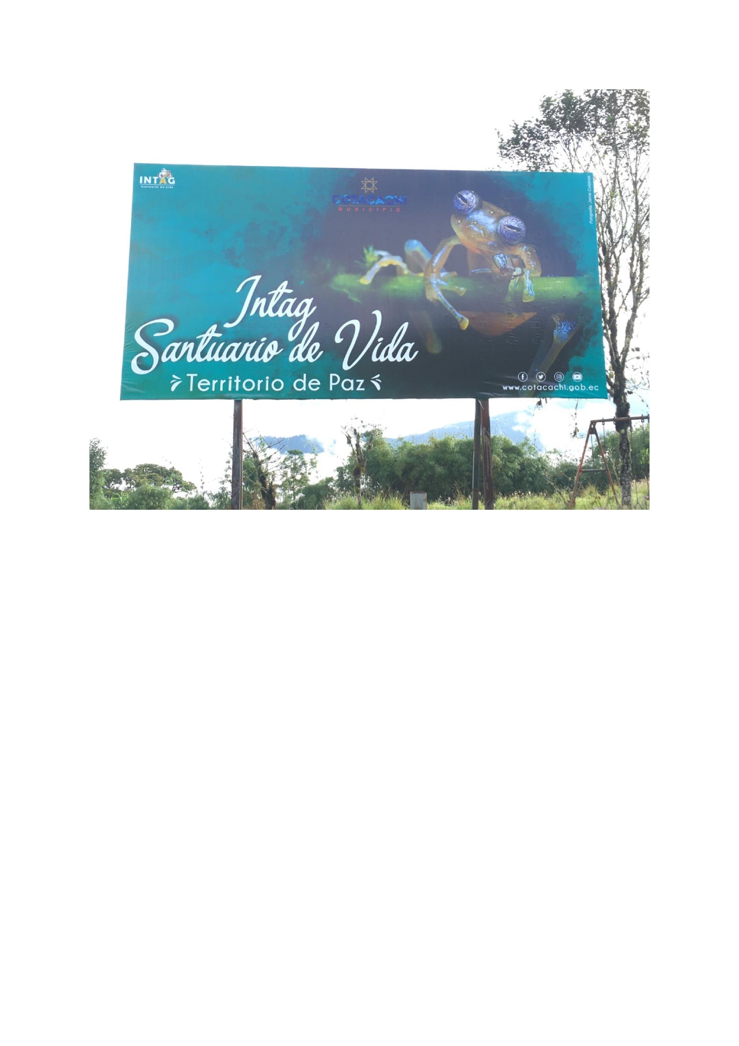INTAG
Santuario de vida

COTACACHI
MUNICIPIO

Intag
Santuario de Vida
Territorio de Paz

www.cotacachi.gob.ec